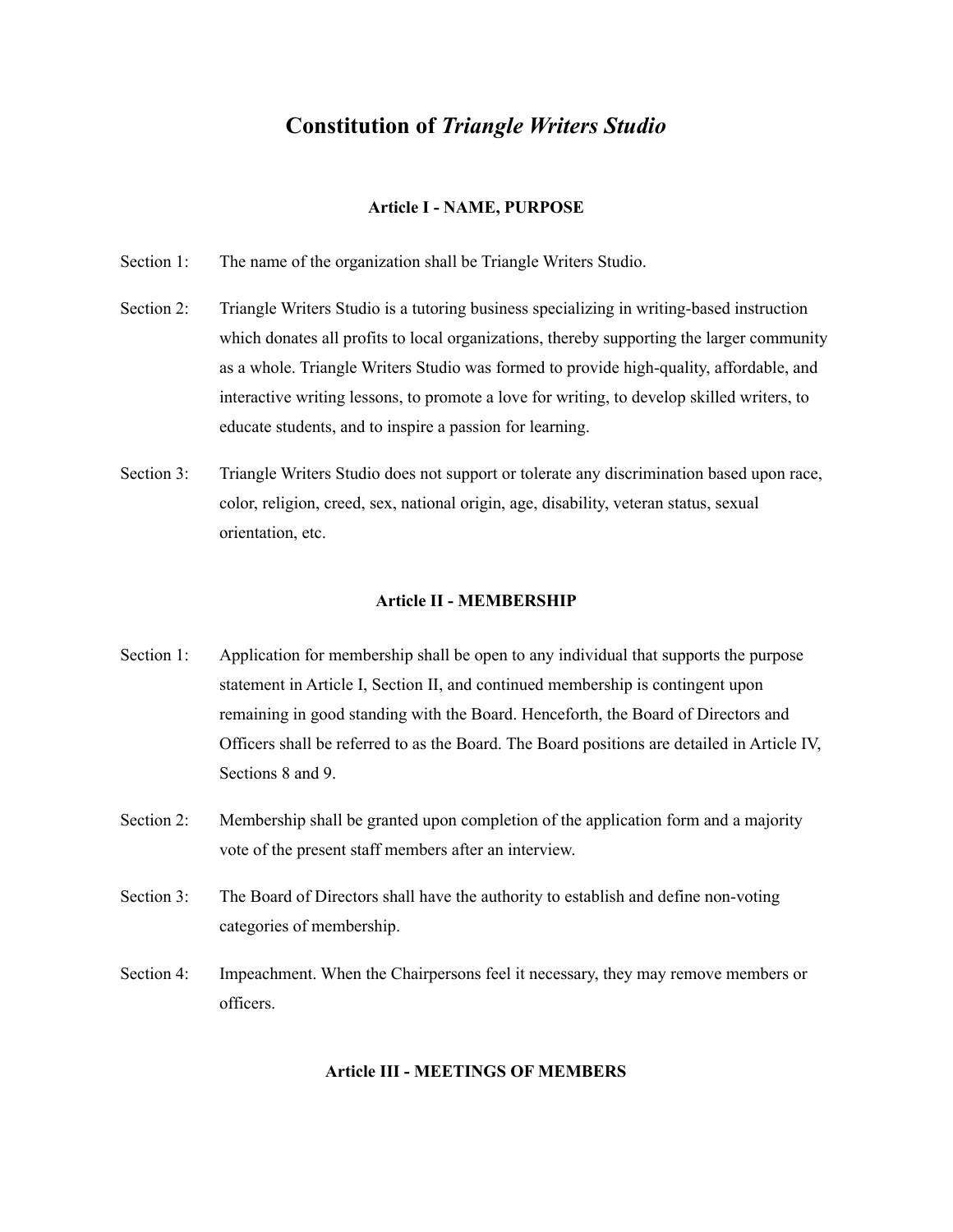# Constitution of *Triangle Writers Studio*

### Article I - NAME, PURPOSE

Section 1: The name of the organization shall be Triangle Writers Studio.

Section 2: Triangle Writers Studio is a tutoring business specializing in writing-based instruction which donates all profits to local organizations, thereby supporting the larger community as a whole. Triangle Writers Studio was formed to provide high-quality, affordable, and interactive writing lessons, to promote a love for writing, to develop skilled writers, to educate students, and to inspire a passion for learning.

Section 3: Triangle Writers Studio does not support or tolerate any discrimination based upon race, color, religion, creed, sex, national origin, age, disability, veteran status, sexual orientation, etc.

### Article II - MEMBERSHIP

Section 1: Application for membership shall be open to any individual that supports the purpose statement in Article I, Section II, and continued membership is contingent upon remaining in good standing with the Board. Henceforth, the Board of Directors and Officers shall be referred to as the Board. The Board positions are detailed in Article IV, Sections 8 and 9.

Section 2: Membership shall be granted upon completion of the application form and a majority vote of the present staff members after an interview.

Section 3: The Board of Directors shall have the authority to establish and define non-voting categories of membership.

Section 4: Impeachment. When the Chairpersons feel it necessary, they may remove members or officers.

### Article III - MEETINGS OF MEMBERS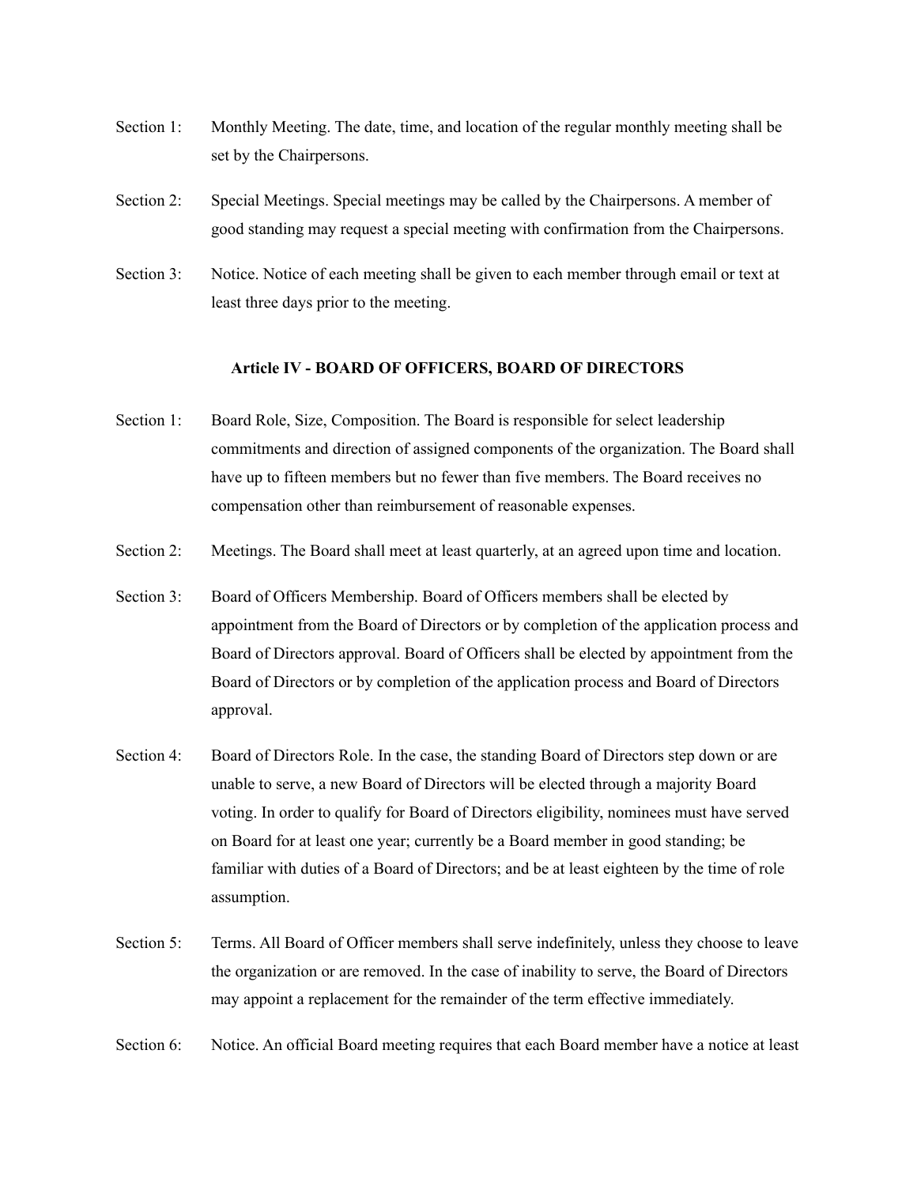Section 1: Monthly Meeting. The date, time, and location of the regular monthly meeting shall be set by the Chairpersons.

Section 2: Special Meetings. Special meetings may be called by the Chairpersons. A member of good standing may request a special meeting with confirmation from the Chairpersons.

Section 3: Notice. Notice of each meeting shall be given to each member through email or text at least three days prior to the meeting.

### Article IV - BOARD OF OFFICERS, BOARD OF DIRECTORS

Section 1: Board Role, Size, Composition. The Board is responsible for select leadership commitments and direction of assigned components of the organization. The Board shall have up to fifteen members but no fewer than five members. The Board receives no compensation other than reimbursement of reasonable expenses.

Section 2: Meetings. The Board shall meet at least quarterly, at an agreed upon time and location.

Section 3: Board of Officers Membership. Board of Officers members shall be elected by appointment from the Board of Directors or by completion of the application process and Board of Directors approval. Board of Officers shall be elected by appointment from the Board of Directors or by completion of the application process and Board of Directors approval.

Section 4: Board of Directors Role. In the case, the standing Board of Directors step down or are unable to serve, a new Board of Directors will be elected through a majority Board voting. In order to qualify for Board of Directors eligibility, nominees must have served on Board for at least one year; currently be a Board member in good standing; be familiar with duties of a Board of Directors; and be at least eighteen by the time of role assumption.

Section 5: Terms. All Board of Officer members shall serve indefinitely, unless they choose to leave the organization or are removed. In the case of inability to serve, the Board of Directors may appoint a replacement for the remainder of the term effective immediately.

Section 6: Notice. An official Board meeting requires that each Board member have a notice at least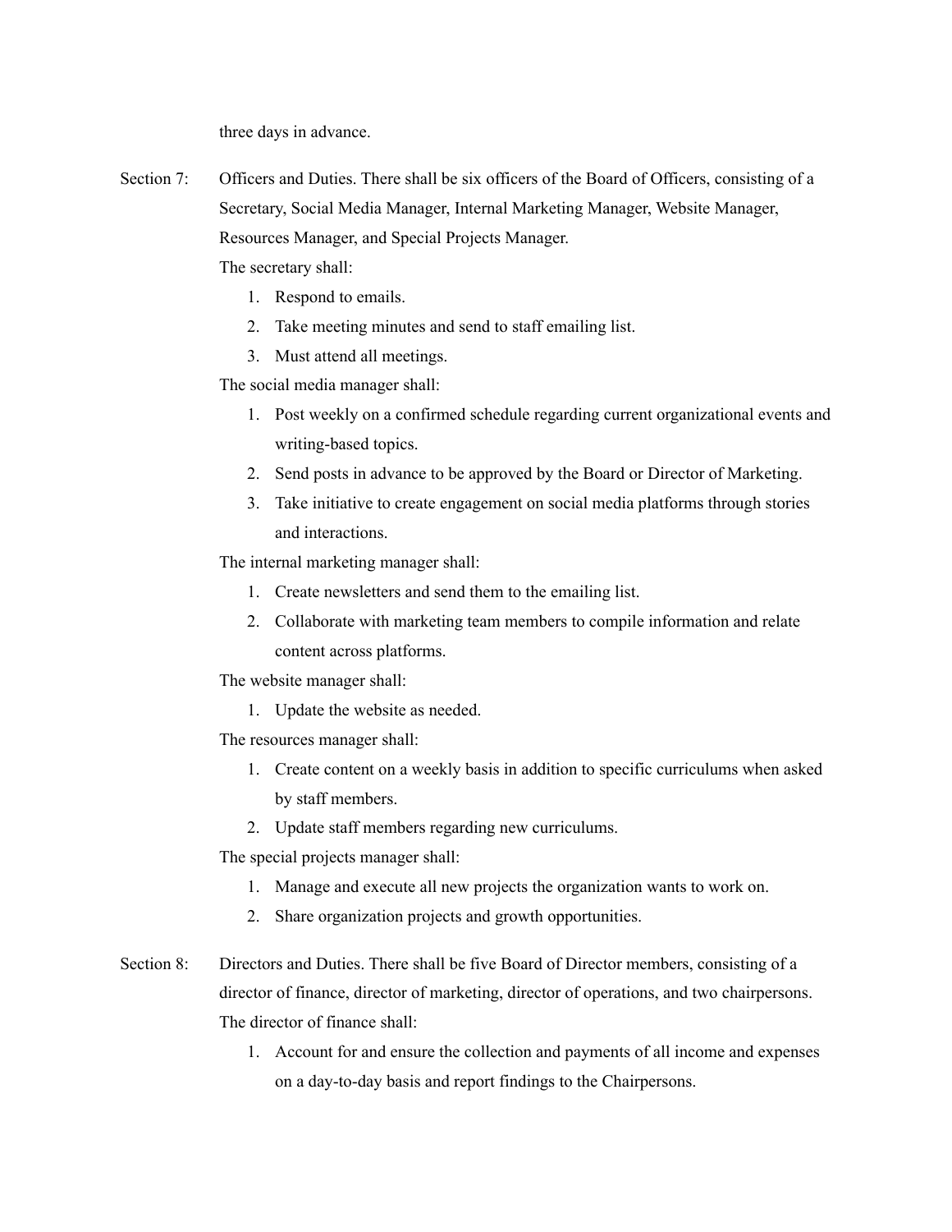three days in advance.

Section 7: Officers and Duties. There shall be six officers of the Board of Officers, consisting of a Secretary, Social Media Manager, Internal Marketing Manager, Website Manager, Resources Manager, and Special Projects Manager.

The secretary shall:

1. Respond to emails.
2. Take meeting minutes and send to staff emailing list.
3. Must attend all meetings.

The social media manager shall:

1. Post weekly on a confirmed schedule regarding current organizational events and writing-based topics.
2. Send posts in advance to be approved by the Board or Director of Marketing.
3. Take initiative to create engagement on social media platforms through stories and interactions.

The internal marketing manager shall:

1. Create newsletters and send them to the emailing list.
2. Collaborate with marketing team members to compile information and relate content across platforms.

The website manager shall:

1. Update the website as needed.

The resources manager shall:

1. Create content on a weekly basis in addition to specific curriculums when asked by staff members.
2. Update staff members regarding new curriculums.

The special projects manager shall:

1. Manage and execute all new projects the organization wants to work on.
2. Share organization projects and growth opportunities.

Section 8: Directors and Duties. There shall be five Board of Director members, consisting of a director of finance, director of marketing, director of operations, and two chairpersons.

The director of finance shall:

1. Account for and ensure the collection and payments of all income and expenses on a day-to-day basis and report findings to the Chairpersons.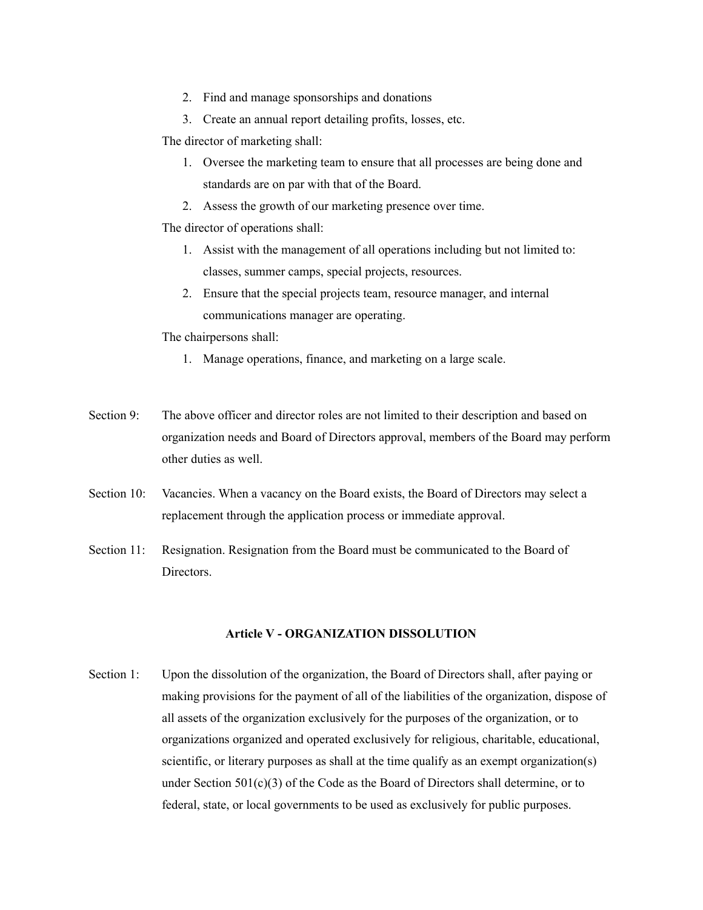2. Find and manage sponsorships and donations
3. Create an annual report detailing profits, losses, etc.

The director of marketing shall:

1. Oversee the marketing team to ensure that all processes are being done and standards are on par with that of the Board.
2. Assess the growth of our marketing presence over time.

The director of operations shall:

1. Assist with the management of all operations including but not limited to: classes, summer camps, special projects, resources.
2. Ensure that the special projects team, resource manager, and internal communications manager are operating.

The chairpersons shall:

1. Manage operations, finance, and marketing on a large scale.

Section 9: The above officer and director roles are not limited to their description and based on organization needs and Board of Directors approval, members of the Board may perform other duties as well.

Section 10: Vacancies. When a vacancy on the Board exists, the Board of Directors may select a replacement through the application process or immediate approval.

Section 11: Resignation. Resignation from the Board must be communicated to the Board of Directors.

## Article V - ORGANIZATION DISSOLUTION

Section 1: Upon the dissolution of the organization, the Board of Directors shall, after paying or making provisions for the payment of all of the liabilities of the organization, dispose of all assets of the organization exclusively for the purposes of the organization, or to organizations organized and operated exclusively for religious, charitable, educational, scientific, or literary purposes as shall at the time qualify as an exempt organization(s) under Section 501(c)(3) of the Code as the Board of Directors shall determine, or to federal, state, or local governments to be used as exclusively for public purposes.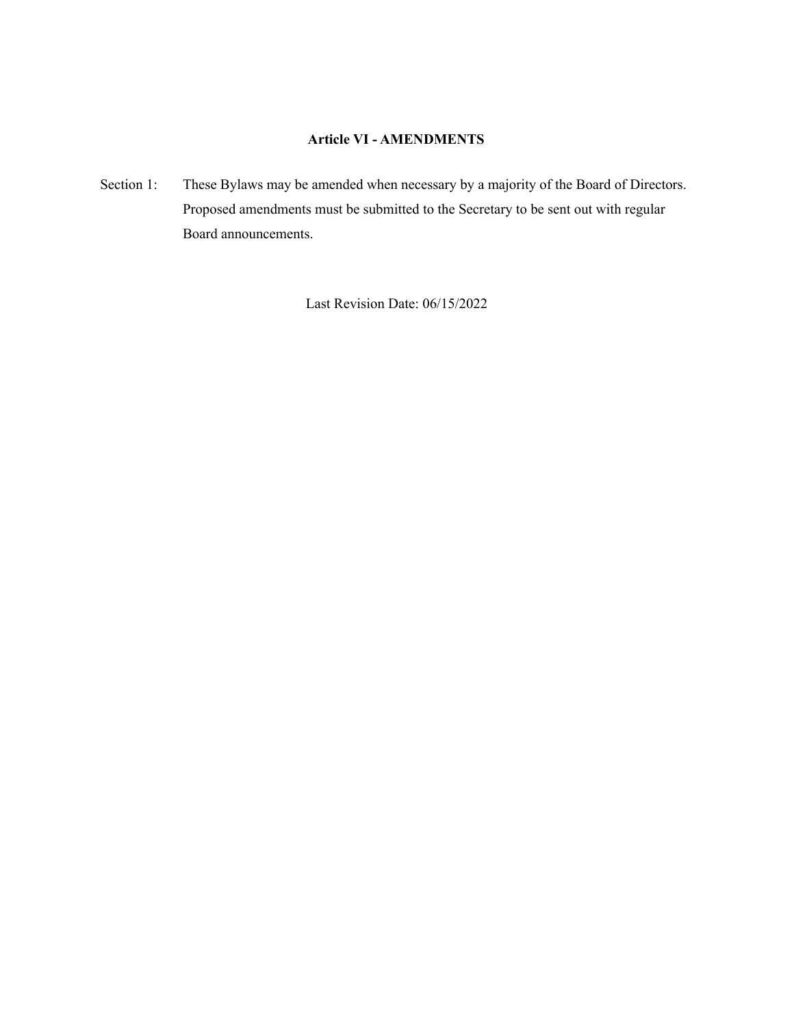## Article VI - AMENDMENTS

Section 1: These Bylaws may be amended when necessary by a majority of the Board of Directors. Proposed amendments must be submitted to the Secretary to be sent out with regular Board announcements.

Last Revision Date: 06/15/2022